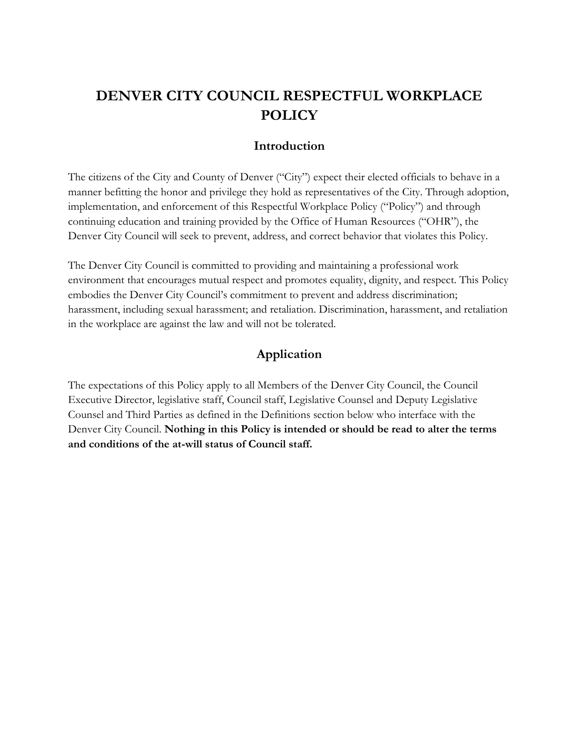# DENVER CITY COUNCIL RESPECTFUL WORKPLACE POLICY

## Introduction

The citizens of the City and County of Denver ("City") expect their elected officials to behave in a manner befitting the honor and privilege they hold as representatives of the City. Through adoption, implementation, and enforcement of this Respectful Workplace Policy ("Policy") and through continuing education and training provided by the Office of Human Resources ("OHR"), the Denver City Council will seek to prevent, address, and correct behavior that violates this Policy.

The Denver City Council is committed to providing and maintaining a professional work environment that encourages mutual respect and promotes equality, dignity, and respect. This Policy embodies the Denver City Council's commitment to prevent and address discrimination; harassment, including sexual harassment; and retaliation. Discrimination, harassment, and retaliation in the workplace are against the law and will not be tolerated.

## Application

The expectations of this Policy apply to all Members of the Denver City Council, the Council Executive Director, legislative staff, Council staff, Legislative Counsel and Deputy Legislative Counsel and Third Parties as defined in the Definitions section below who interface with the Denver City Council. **Nothing in this Policy is intended or should be read to alter the terms and conditions of the at-will status of Council staff.**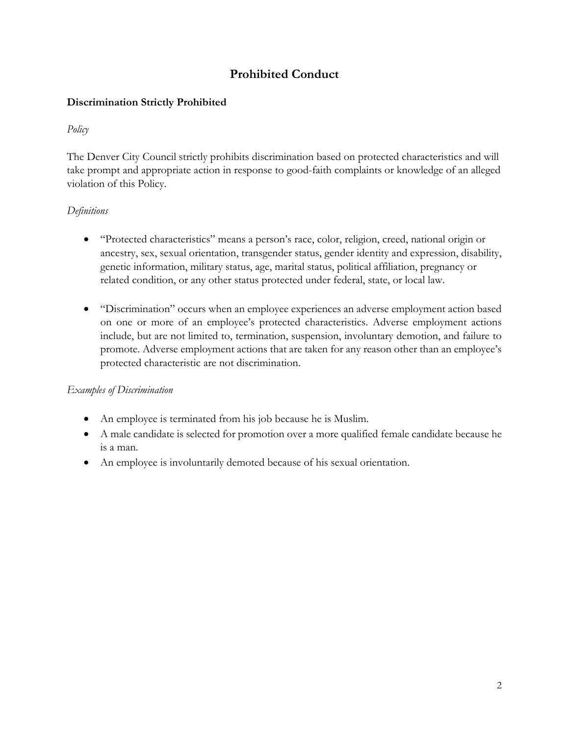# Prohibited Conduct

## Discrimination Strictly Prohibited

*Policy*

The Denver City Council strictly prohibits discrimination based on protected characteristics and will take prompt and appropriate action in response to good-faith complaints or knowledge of an alleged violation of this Policy.

*Definitions*

- "Protected characteristics" means a person's race, color, religion, creed, national origin or ancestry, sex, sexual orientation, transgender status, gender identity and expression, disability, genetic information, military status, age, marital status, political affiliation, pregnancy or related condition, or any other status protected under federal, state, or local law.

- "Discrimination" occurs when an employee experiences an adverse employment action based on one or more of an employee's protected characteristics. Adverse employment actions include, but are not limited to, termination, suspension, involuntary demotion, and failure to promote. Adverse employment actions that are taken for any reason other than an employee's protected characteristic are not discrimination.

*Examples of Discrimination*

- An employee is terminated from his job because he is Muslim.
- A male candidate is selected for promotion over a more qualified female candidate because he is a man.
- An employee is involuntarily demoted because of his sexual orientation.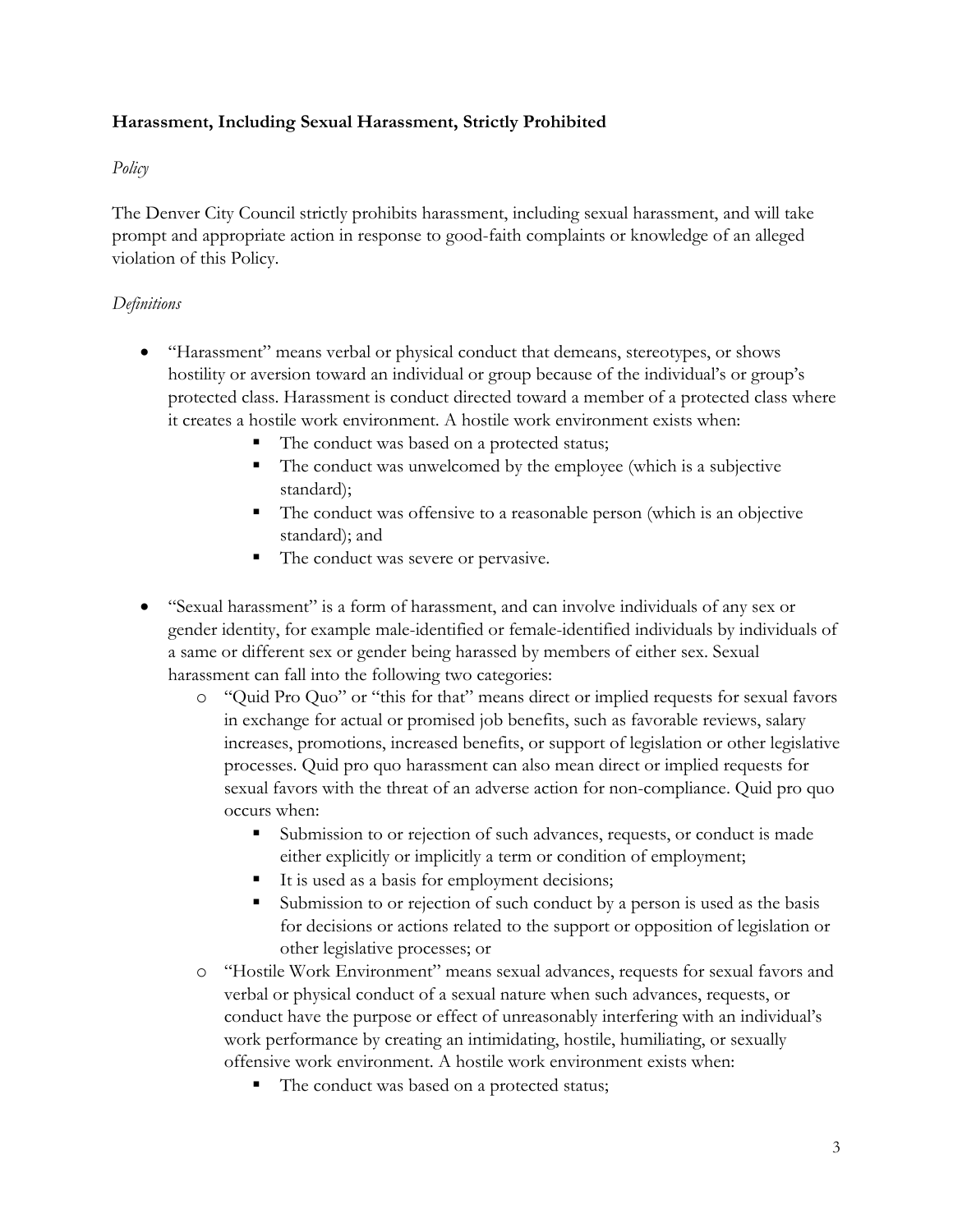**Harassment, Including Sexual Harassment, Strictly Prohibited**

*Policy*

The Denver City Council strictly prohibits harassment, including sexual harassment, and will take prompt and appropriate action in response to good-faith complaints or knowledge of an alleged violation of this Policy.

*Definitions*

- "Harassment" means verbal or physical conduct that demeans, stereotypes, or shows hostility or aversion toward an individual or group because of the individual's or group's protected class. Harassment is conduct directed toward a member of a protected class where it creates a hostile work environment. A hostile work environment exists when:
  - The conduct was based on a protected status;
  - The conduct was unwelcomed by the employee (which is a subjective standard);
  - The conduct was offensive to a reasonable person (which is an objective standard); and
  - The conduct was severe or pervasive.

- "Sexual harassment" is a form of harassment, and can involve individuals of any sex or gender identity, for example male-identified or female-identified individuals by individuals of a same or different sex or gender being harassed by members of either sex. Sexual harassment can fall into the following two categories:
  - "Quid Pro Quo" or "this for that" means direct or implied requests for sexual favors in exchange for actual or promised job benefits, such as favorable reviews, salary increases, promotions, increased benefits, or support of legislation or other legislative processes. Quid pro quo harassment can also mean direct or implied requests for sexual favors with the threat of an adverse action for non-compliance. Quid pro quo occurs when:
    - Submission to or rejection of such advances, requests, or conduct is made either explicitly or implicitly a term or condition of employment;
    - It is used as a basis for employment decisions;
    - Submission to or rejection of such conduct by a person is used as the basis for decisions or actions related to the support or opposition of legislation or other legislative processes; or
  - "Hostile Work Environment" means sexual advances, requests for sexual favors and verbal or physical conduct of a sexual nature when such advances, requests, or conduct have the purpose or effect of unreasonably interfering with an individual's work performance by creating an intimidating, hostile, humiliating, or sexually offensive work environment. A hostile work environment exists when:
    - The conduct was based on a protected status;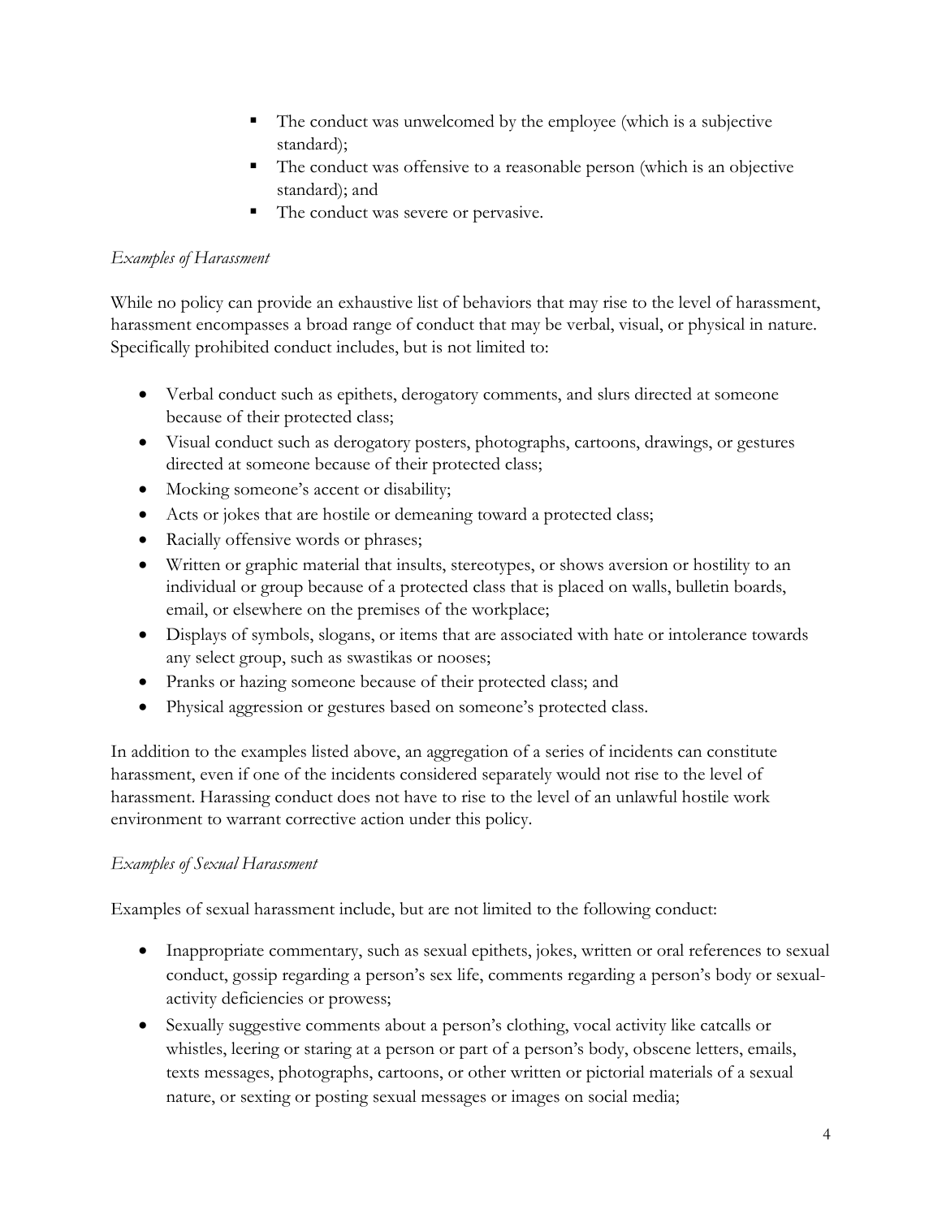- The conduct was unwelcomed by the employee (which is a subjective standard);
- The conduct was offensive to a reasonable person (which is an objective standard); and
- The conduct was severe or pervasive.

*Examples of Harassment*

While no policy can provide an exhaustive list of behaviors that may rise to the level of harassment, harassment encompasses a broad range of conduct that may be verbal, visual, or physical in nature. Specifically prohibited conduct includes, but is not limited to:

- Verbal conduct such as epithets, derogatory comments, and slurs directed at someone because of their protected class;
- Visual conduct such as derogatory posters, photographs, cartoons, drawings, or gestures directed at someone because of their protected class;
- Mocking someone's accent or disability;
- Acts or jokes that are hostile or demeaning toward a protected class;
- Racially offensive words or phrases;
- Written or graphic material that insults, stereotypes, or shows aversion or hostility to an individual or group because of a protected class that is placed on walls, bulletin boards, email, or elsewhere on the premises of the workplace;
- Displays of symbols, slogans, or items that are associated with hate or intolerance towards any select group, such as swastikas or nooses;
- Pranks or hazing someone because of their protected class; and
- Physical aggression or gestures based on someone's protected class.

In addition to the examples listed above, an aggregation of a series of incidents can constitute harassment, even if one of the incidents considered separately would not rise to the level of harassment. Harassing conduct does not have to rise to the level of an unlawful hostile work environment to warrant corrective action under this policy.

*Examples of Sexual Harassment*

Examples of sexual harassment include, but are not limited to the following conduct:

- Inappropriate commentary, such as sexual epithets, jokes, written or oral references to sexual conduct, gossip regarding a person's sex life, comments regarding a person's body or sexual-activity deficiencies or prowess;
- Sexually suggestive comments about a person's clothing, vocal activity like catcalls or whistles, leering or staring at a person or part of a person's body, obscene letters, emails, texts messages, photographs, cartoons, or other written or pictorial materials of a sexual nature, or sexting or posting sexual messages or images on social media;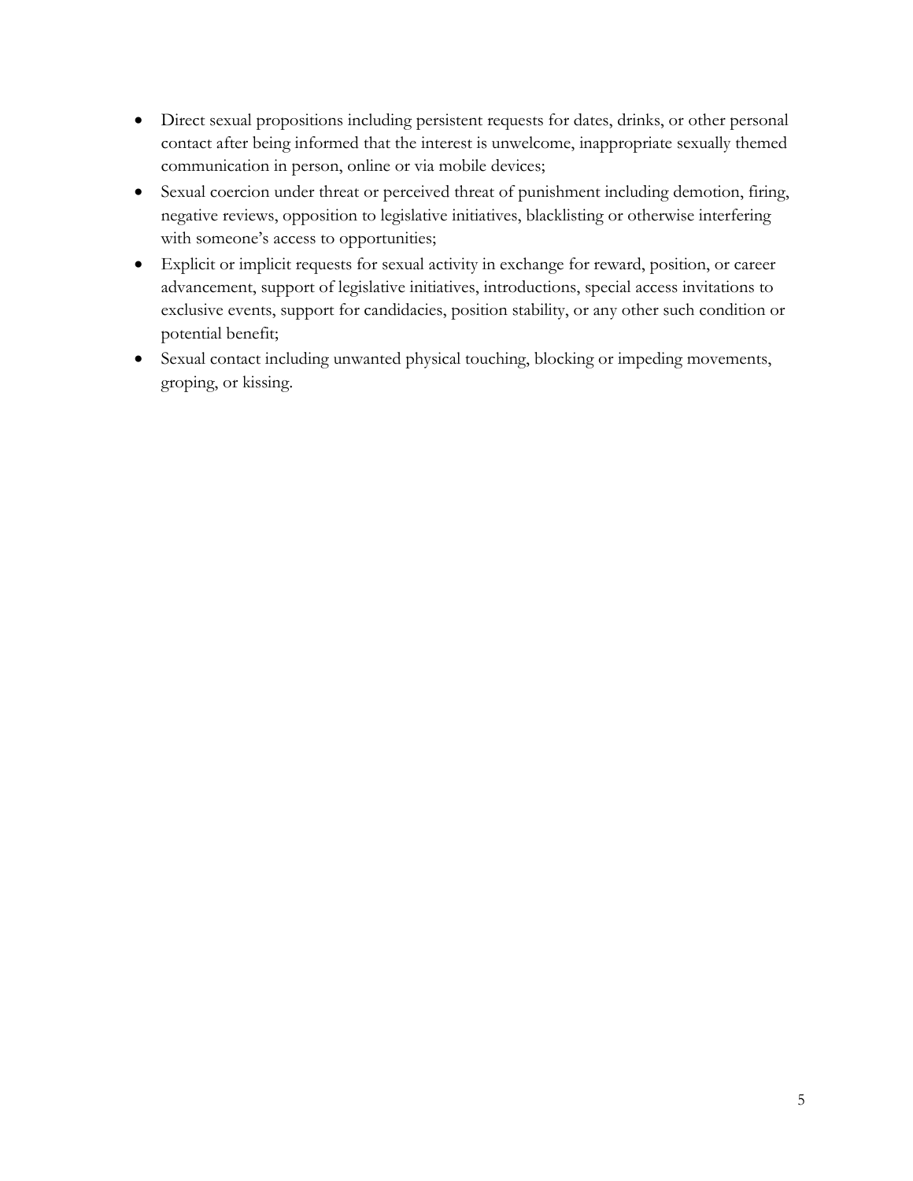- Direct sexual propositions including persistent requests for dates, drinks, or other personal contact after being informed that the interest is unwelcome, inappropriate sexually themed communication in person, online or via mobile devices;
- Sexual coercion under threat or perceived threat of punishment including demotion, firing, negative reviews, opposition to legislative initiatives, blacklisting or otherwise interfering with someone's access to opportunities;
- Explicit or implicit requests for sexual activity in exchange for reward, position, or career advancement, support of legislative initiatives, introductions, special access invitations to exclusive events, support for candidacies, position stability, or any other such condition or potential benefit;
- Sexual contact including unwanted physical touching, blocking or impeding movements, groping, or kissing.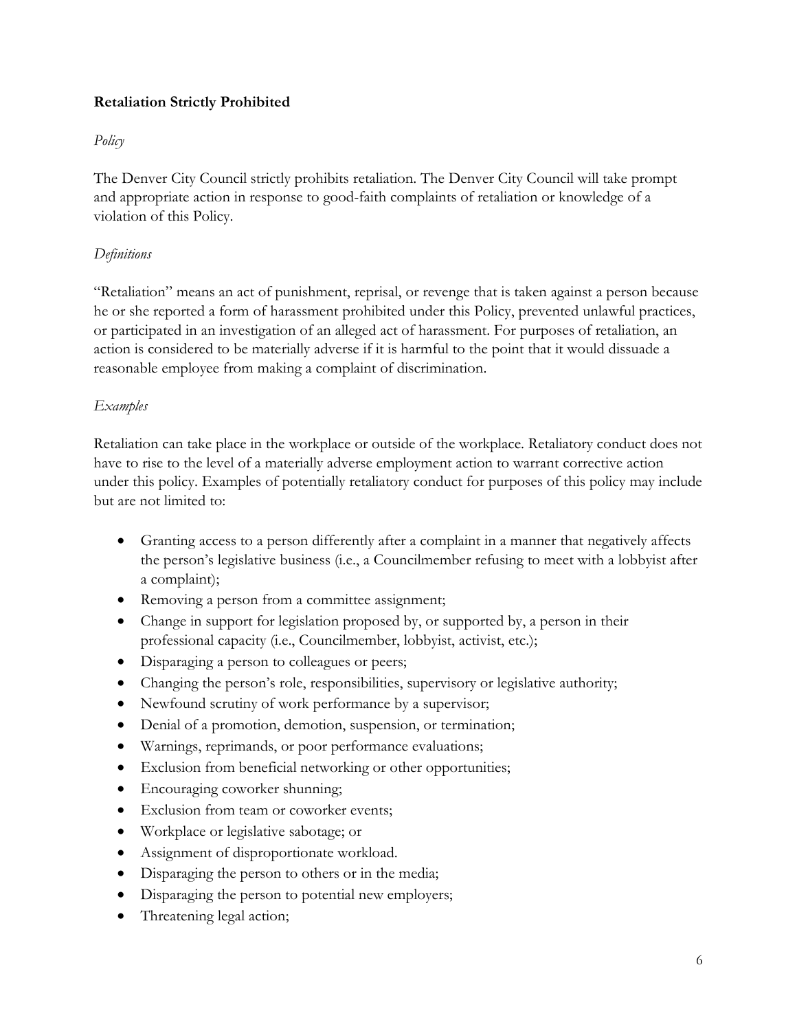**Retaliation Strictly Prohibited**

*Policy*

The Denver City Council strictly prohibits retaliation. The Denver City Council will take prompt and appropriate action in response to good-faith complaints of retaliation or knowledge of a violation of this Policy.

*Definitions*

"Retaliation" means an act of punishment, reprisal, or revenge that is taken against a person because he or she reported a form of harassment prohibited under this Policy, prevented unlawful practices, or participated in an investigation of an alleged act of harassment. For purposes of retaliation, an action is considered to be materially adverse if it is harmful to the point that it would dissuade a reasonable employee from making a complaint of discrimination.

*Examples*

Retaliation can take place in the workplace or outside of the workplace. Retaliatory conduct does not have to rise to the level of a materially adverse employment action to warrant corrective action under this policy. Examples of potentially retaliatory conduct for purposes of this policy may include but are not limited to:

- Granting access to a person differently after a complaint in a manner that negatively affects the person's legislative business (i.e., a Councilmember refusing to meet with a lobbyist after a complaint);
- Removing a person from a committee assignment;
- Change in support for legislation proposed by, or supported by, a person in their professional capacity (i.e., Councilmember, lobbyist, activist, etc.);
- Disparaging a person to colleagues or peers;
- Changing the person's role, responsibilities, supervisory or legislative authority;
- Newfound scrutiny of work performance by a supervisor;
- Denial of a promotion, demotion, suspension, or termination;
- Warnings, reprimands, or poor performance evaluations;
- Exclusion from beneficial networking or other opportunities;
- Encouraging coworker shunning;
- Exclusion from team or coworker events;
- Workplace or legislative sabotage; or
- Assignment of disproportionate workload.
- Disparaging the person to others or in the media;
- Disparaging the person to potential new employers;
- Threatening legal action;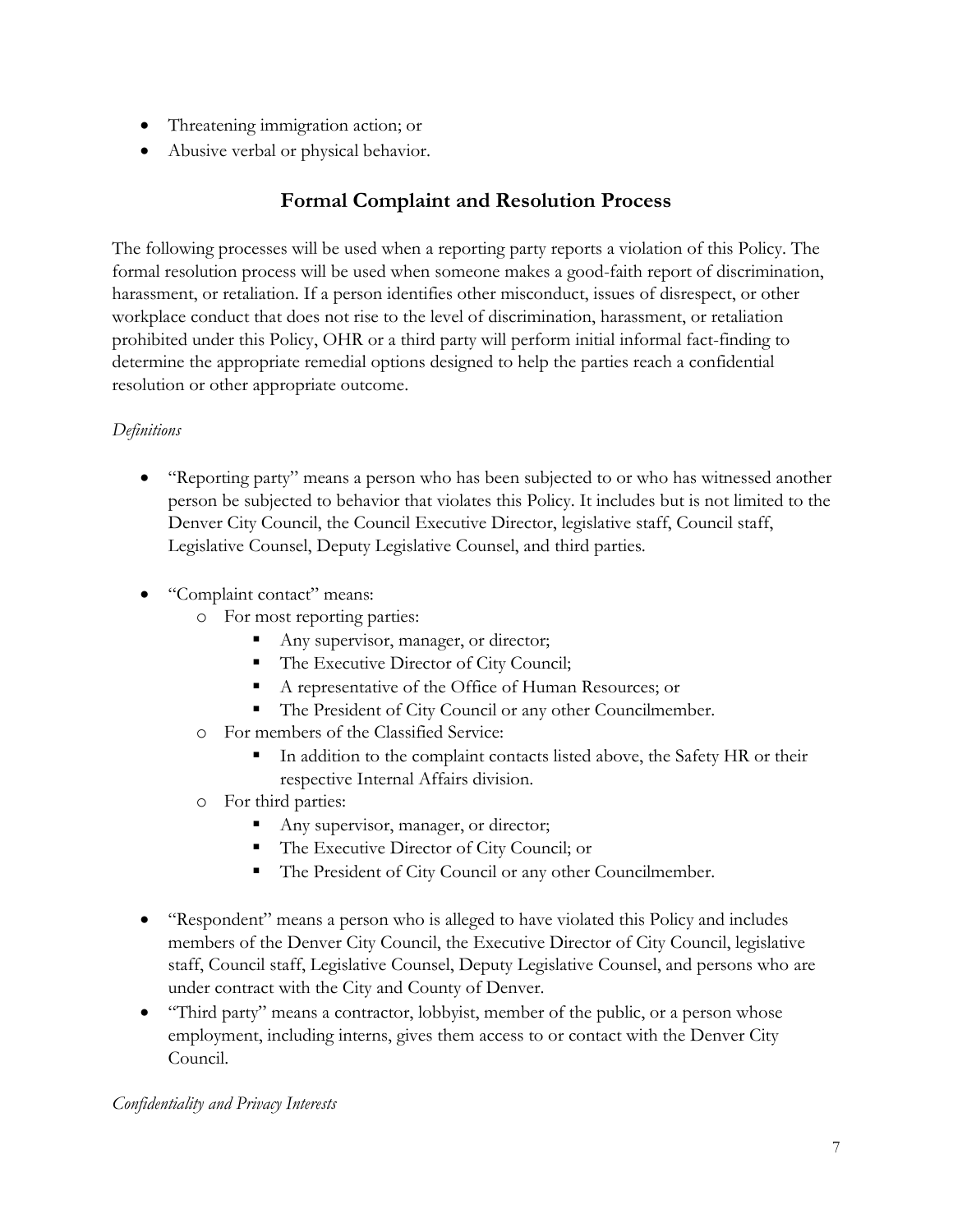- Threatening immigration action; or
- Abusive verbal or physical behavior.

## Formal Complaint and Resolution Process

The following processes will be used when a reporting party reports a violation of this Policy. The formal resolution process will be used when someone makes a good-faith report of discrimination, harassment, or retaliation. If a person identifies other misconduct, issues of disrespect, or other workplace conduct that does not rise to the level of discrimination, harassment, or retaliation prohibited under this Policy, OHR or a third party will perform initial informal fact-finding to determine the appropriate remedial options designed to help the parties reach a confidential resolution or other appropriate outcome.

*Definitions*

- "Reporting party" means a person who has been subjected to or who has witnessed another person be subjected to behavior that violates this Policy. It includes but is not limited to the Denver City Council, the Council Executive Director, legislative staff, Council staff, Legislative Counsel, Deputy Legislative Counsel, and third parties.

- "Complaint contact" means:
  - For most reporting parties:
    - Any supervisor, manager, or director;
    - The Executive Director of City Council;
    - A representative of the Office of Human Resources; or
    - The President of City Council or any other Councilmember.
  - For members of the Classified Service:
    - In addition to the complaint contacts listed above, the Safety HR or their respective Internal Affairs division.
  - For third parties:
    - Any supervisor, manager, or director;
    - The Executive Director of City Council; or
    - The President of City Council or any other Councilmember.

- "Respondent" means a person who is alleged to have violated this Policy and includes members of the Denver City Council, the Executive Director of City Council, legislative staff, Council staff, Legislative Counsel, Deputy Legislative Counsel, and persons who are under contract with the City and County of Denver.
- "Third party" means a contractor, lobbyist, member of the public, or a person whose employment, including interns, gives them access to or contact with the Denver City Council.

*Confidentiality and Privacy Interests*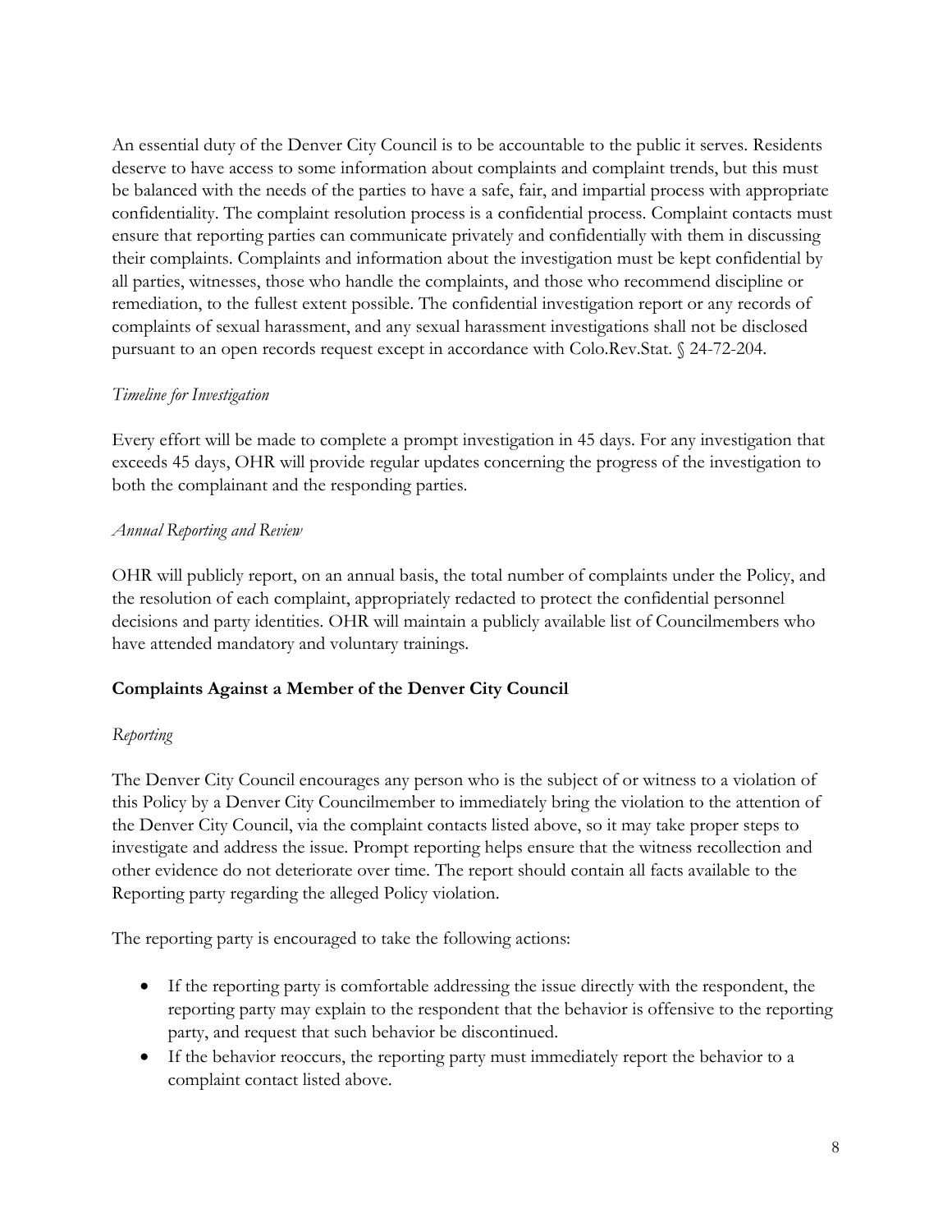An essential duty of the Denver City Council is to be accountable to the public it serves. Residents deserve to have access to some information about complaints and complaint trends, but this must be balanced with the needs of the parties to have a safe, fair, and impartial process with appropriate confidentiality. The complaint resolution process is a confidential process. Complaint contacts must ensure that reporting parties can communicate privately and confidentially with them in discussing their complaints. Complaints and information about the investigation must be kept confidential by all parties, witnesses, those who handle the complaints, and those who recommend discipline or remediation, to the fullest extent possible. The confidential investigation report or any records of complaints of sexual harassment, and any sexual harassment investigations shall not be disclosed pursuant to an open records request except in accordance with Colo.Rev.Stat. § 24-72-204.

*Timeline for Investigation*

Every effort will be made to complete a prompt investigation in 45 days. For any investigation that exceeds 45 days, OHR will provide regular updates concerning the progress of the investigation to both the complainant and the responding parties.

*Annual Reporting and Review*

OHR will publicly report, on an annual basis, the total number of complaints under the Policy, and the resolution of each complaint, appropriately redacted to protect the confidential personnel decisions and party identities. OHR will maintain a publicly available list of Councilmembers who have attended mandatory and voluntary trainings.

**Complaints Against a Member of the Denver City Council**

*Reporting*

The Denver City Council encourages any person who is the subject of or witness to a violation of this Policy by a Denver City Councilmember to immediately bring the violation to the attention of the Denver City Council, via the complaint contacts listed above, so it may take proper steps to investigate and address the issue. Prompt reporting helps ensure that the witness recollection and other evidence do not deteriorate over time. The report should contain all facts available to the Reporting party regarding the alleged Policy violation.

The reporting party is encouraged to take the following actions:

- If the reporting party is comfortable addressing the issue directly with the respondent, the reporting party may explain to the respondent that the behavior is offensive to the reporting party, and request that such behavior be discontinued.
- If the behavior reoccurs, the reporting party must immediately report the behavior to a complaint contact listed above.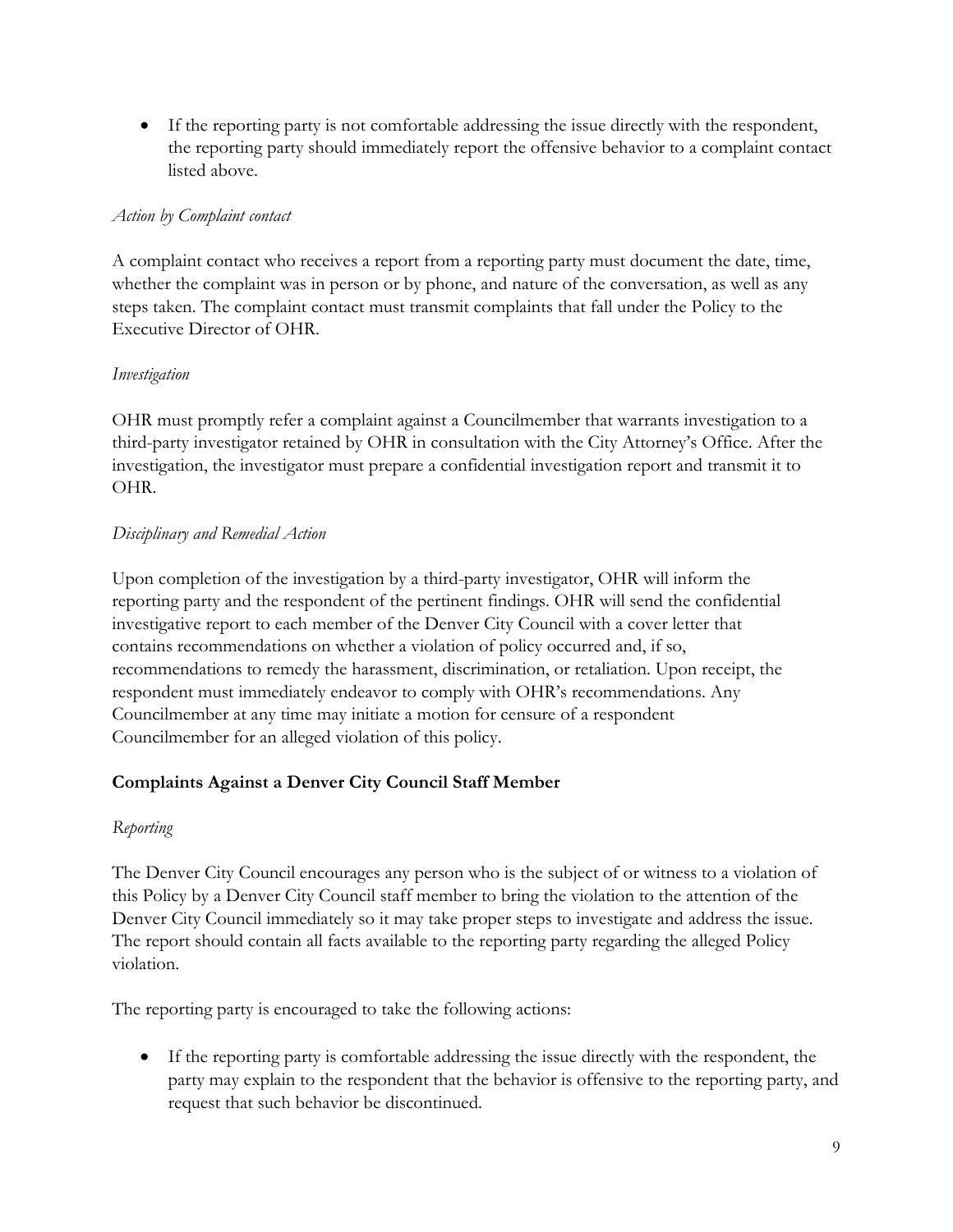- If the reporting party is not comfortable addressing the issue directly with the respondent, the reporting party should immediately report the offensive behavior to a complaint contact listed above.

*Action by Complaint contact*

A complaint contact who receives a report from a reporting party must document the date, time, whether the complaint was in person or by phone, and nature of the conversation, as well as any steps taken. The complaint contact must transmit complaints that fall under the Policy to the Executive Director of OHR.

*Investigation*

OHR must promptly refer a complaint against a Councilmember that warrants investigation to a third-party investigator retained by OHR in consultation with the City Attorney's Office. After the investigation, the investigator must prepare a confidential investigation report and transmit it to OHR.

*Disciplinary and Remedial Action*

Upon completion of the investigation by a third-party investigator, OHR will inform the reporting party and the respondent of the pertinent findings. OHR will send the confidential investigative report to each member of the Denver City Council with a cover letter that contains recommendations on whether a violation of policy occurred and, if so, recommendations to remedy the harassment, discrimination, or retaliation. Upon receipt, the respondent must immediately endeavor to comply with OHR's recommendations. Any Councilmember at any time may initiate a motion for censure of a respondent Councilmember for an alleged violation of this policy.

**Complaints Against a Denver City Council Staff Member**

*Reporting*

The Denver City Council encourages any person who is the subject of or witness to a violation of this Policy by a Denver City Council staff member to bring the violation to the attention of the Denver City Council immediately so it may take proper steps to investigate and address the issue. The report should contain all facts available to the reporting party regarding the alleged Policy violation.

The reporting party is encouraged to take the following actions:

- If the reporting party is comfortable addressing the issue directly with the respondent, the party may explain to the respondent that the behavior is offensive to the reporting party, and request that such behavior be discontinued.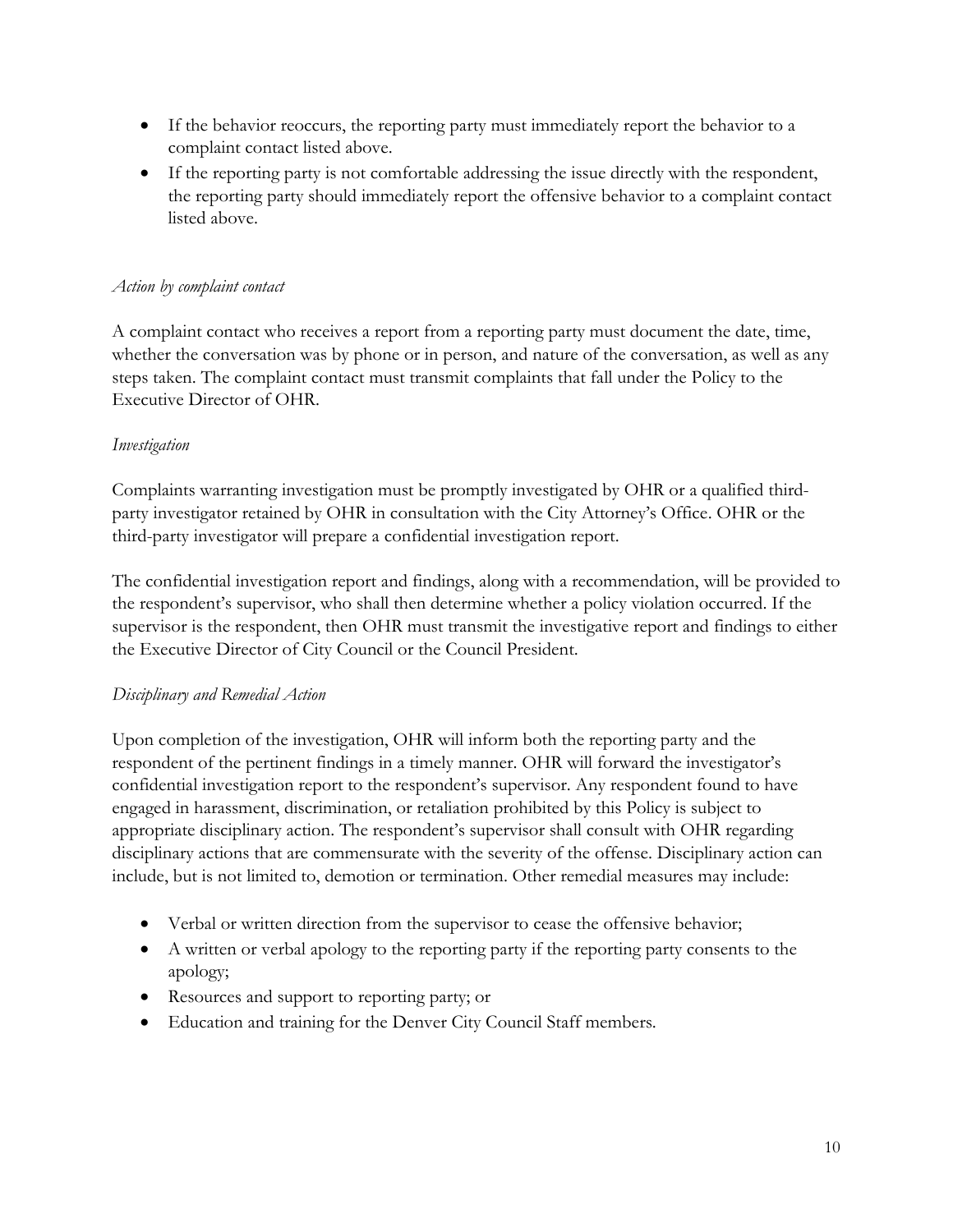- If the behavior reoccurs, the reporting party must immediately report the behavior to a complaint contact listed above.
- If the reporting party is not comfortable addressing the issue directly with the respondent, the reporting party should immediately report the offensive behavior to a complaint contact listed above.

*Action by complaint contact*

A complaint contact who receives a report from a reporting party must document the date, time, whether the conversation was by phone or in person, and nature of the conversation, as well as any steps taken. The complaint contact must transmit complaints that fall under the Policy to the Executive Director of OHR.

*Investigation*

Complaints warranting investigation must be promptly investigated by OHR or a qualified third-party investigator retained by OHR in consultation with the City Attorney's Office. OHR or the third-party investigator will prepare a confidential investigation report.

The confidential investigation report and findings, along with a recommendation, will be provided to the respondent's supervisor, who shall then determine whether a policy violation occurred. If the supervisor is the respondent, then OHR must transmit the investigative report and findings to either the Executive Director of City Council or the Council President.

*Disciplinary and Remedial Action*

Upon completion of the investigation, OHR will inform both the reporting party and the respondent of the pertinent findings in a timely manner. OHR will forward the investigator's confidential investigation report to the respondent's supervisor. Any respondent found to have engaged in harassment, discrimination, or retaliation prohibited by this Policy is subject to appropriate disciplinary action. The respondent's supervisor shall consult with OHR regarding disciplinary actions that are commensurate with the severity of the offense. Disciplinary action can include, but is not limited to, demotion or termination. Other remedial measures may include:

- Verbal or written direction from the supervisor to cease the offensive behavior;
- A written or verbal apology to the reporting party if the reporting party consents to the apology;
- Resources and support to reporting party; or
- Education and training for the Denver City Council Staff members.